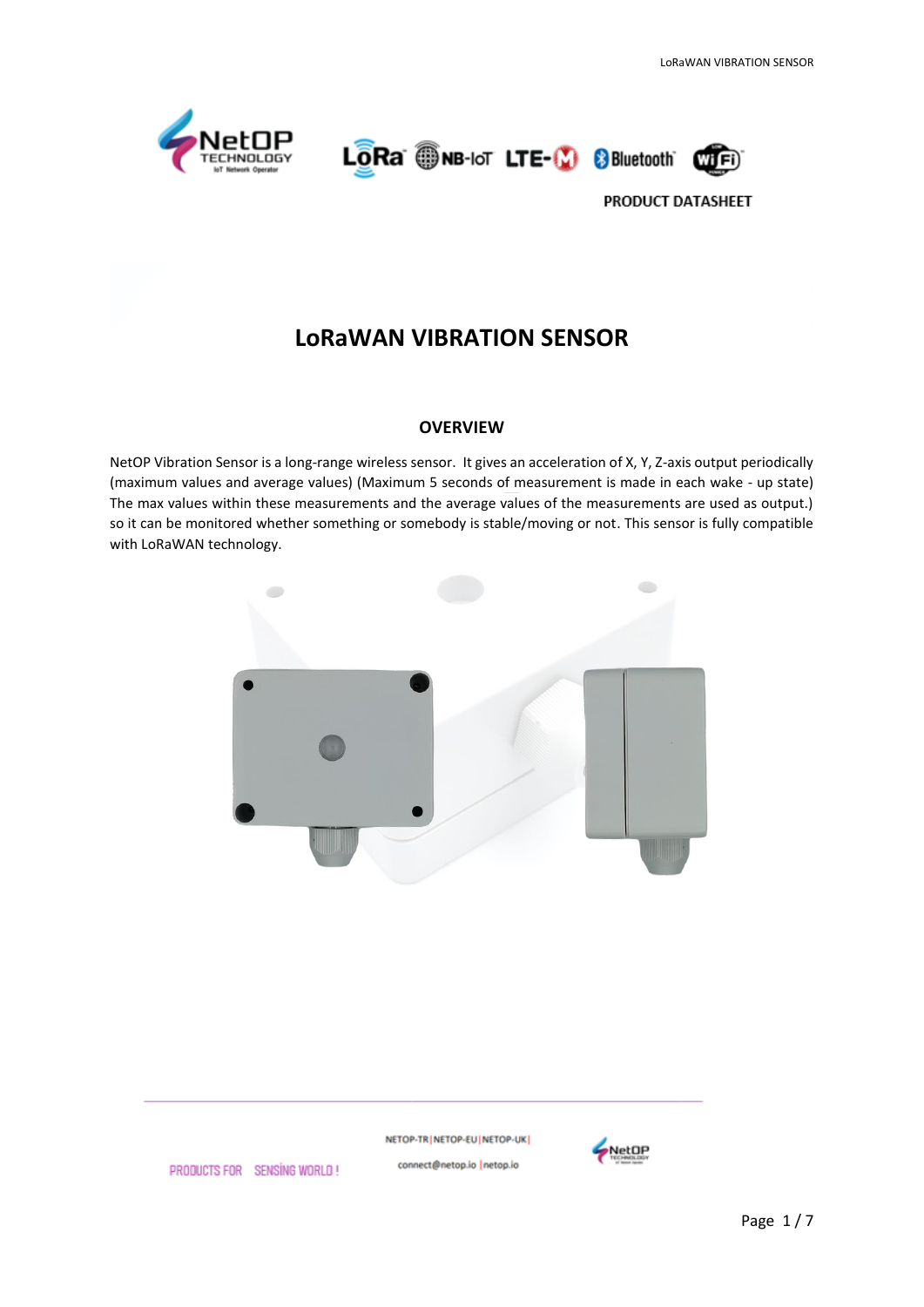PRODUCT DATASHEET

# LoRaWAN VIBRATION SENSOR

## OVERVIEW

NetOP Vibration Sensor is a long-range wireless sensor. It gives an acceleration of X, Y, Z-axis output periodically (maximum values and average values) (Maximum 5 seconds of measurement is made in each wake - up state) The max values within these measurements and the average values of the measurements are used as output.) so it can be monitored whether something or somebody is stable/moving or not. This sensor is fully compatible with LoRaWAN technology.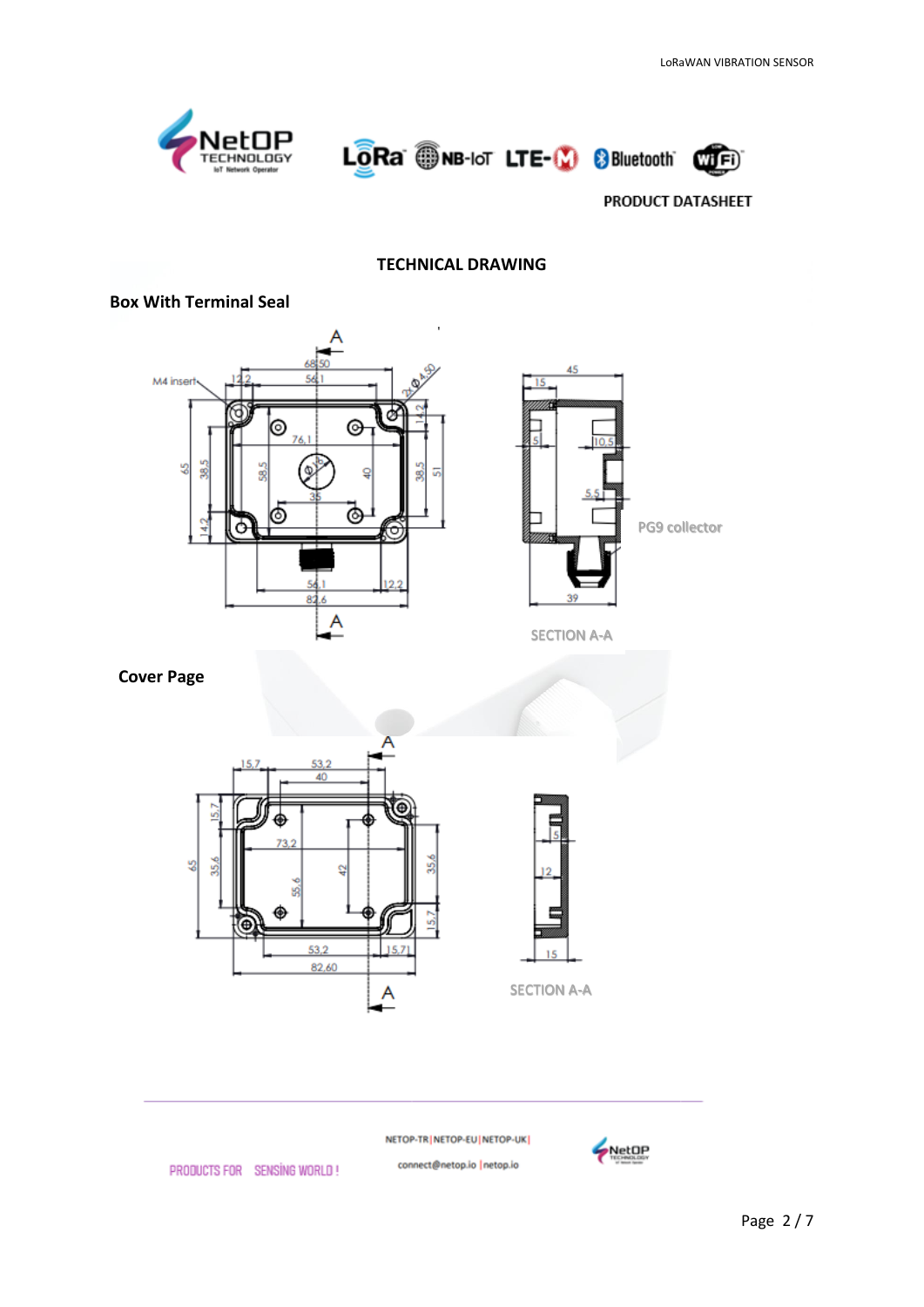PRODUCT DATASHEET

## TECHNICAL DRAWING

### Box With Terminal Seal

M4 insert

SECTION A-A

PG9 collector

### Cover Page

SECTION A-A

PRODUCTS FOR SENSİNG WORLD !

NETOP-TR | NETOP-EU | NETOP-UK |

connect@netop.io | netop.io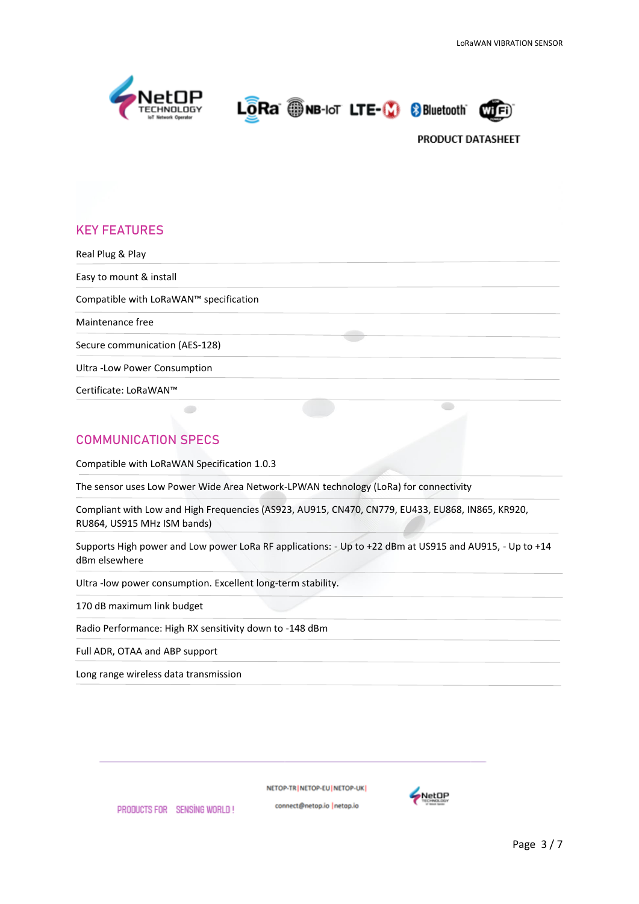PRODUCT DATASHEET

## KEY FEATURES

Real Plug & Play

Easy to mount & install

Compatible with LoRaWAN™ specification

Maintenance free

Secure communication (AES-128)

Ultra -Low Power Consumption

Certificate: LoRaWAN™

## COMMUNICATION SPECS

Compatible with LoRaWAN Specification 1.0.3

The sensor uses Low Power Wide Area Network-LPWAN technology (LoRa) for connectivity

Compliant with Low and High Frequencies (AS923, AU915, CN470, CN779, EU433, EU868, IN865, KR920, RU864, US915 MHz ISM bands)

Supports High power and Low power LoRa RF applications: - Up to +22 dBm at US915 and AU915, - Up to +14 dBm elsewhere

Ultra -low power consumption. Excellent long-term stability.

170 dB maximum link budget

Radio Performance: High RX sensitivity down to -148 dBm

Full ADR, OTAA and ABP support

Long range wireless data transmission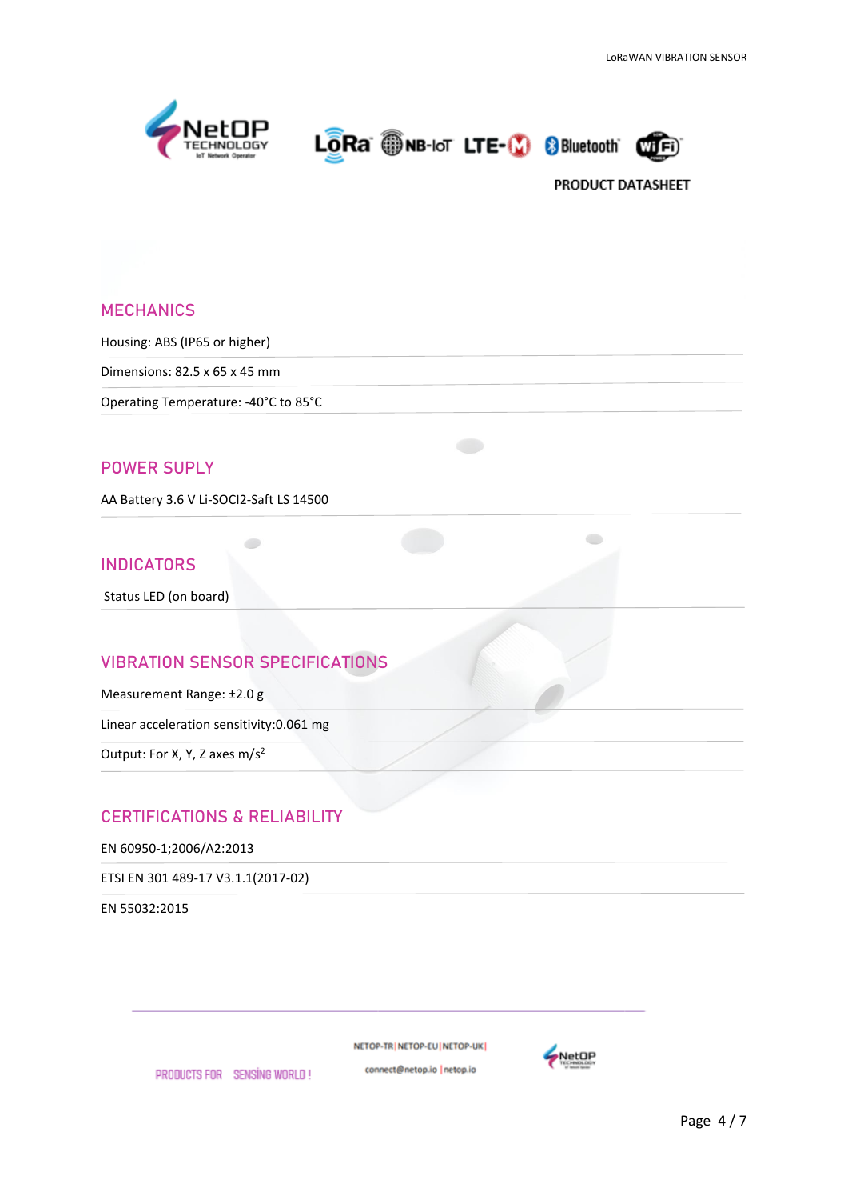## MECHANICS

Housing: ABS (IP65 or higher)

Dimensions: 82.5 x 65 x 45 mm

Operating Temperature: -40°C to 85°C

## POWER SUPLY

AA Battery 3.6 V Li-SOCI2-Saft LS 14500

## INDICATORS

Status LED (on board)

## VIBRATION SENSOR SPECIFICATIONS

Measurement Range: ±2.0 g

Linear acceleration sensitivity:0.061 mg

Output: For X, Y, Z axes $m/s^2$

## CERTIFICATIONS & RELIABILITY

EN 60950-1;2006/A2:2013

ETSI EN 301 489-17 V3.1.1(2017-02)

EN 55032:2015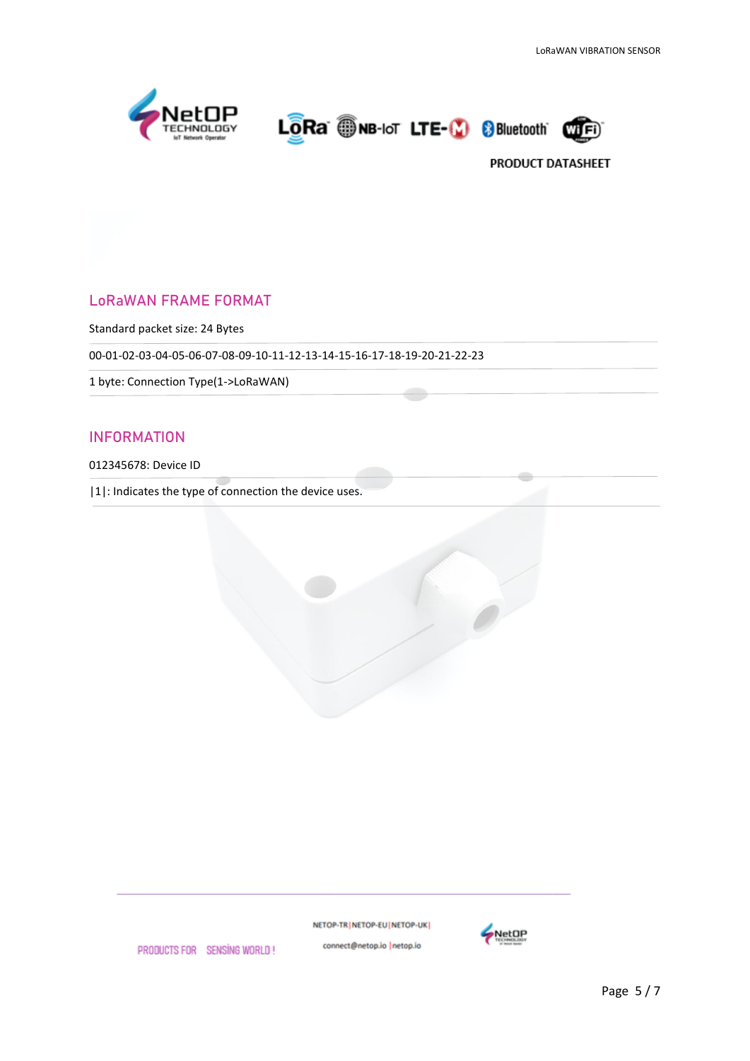## LoRaWAN FRAME FORMAT

Standard packet size: 24 Bytes

00-01-02-03-04-05-06-07-08-09-10-11-12-13-14-15-16-17-18-19-20-21-22-23

1 byte: Connection Type(1->LoRaWAN)

## INFORMATION

012345678: Device ID

|1|: Indicates the type of connection the device uses.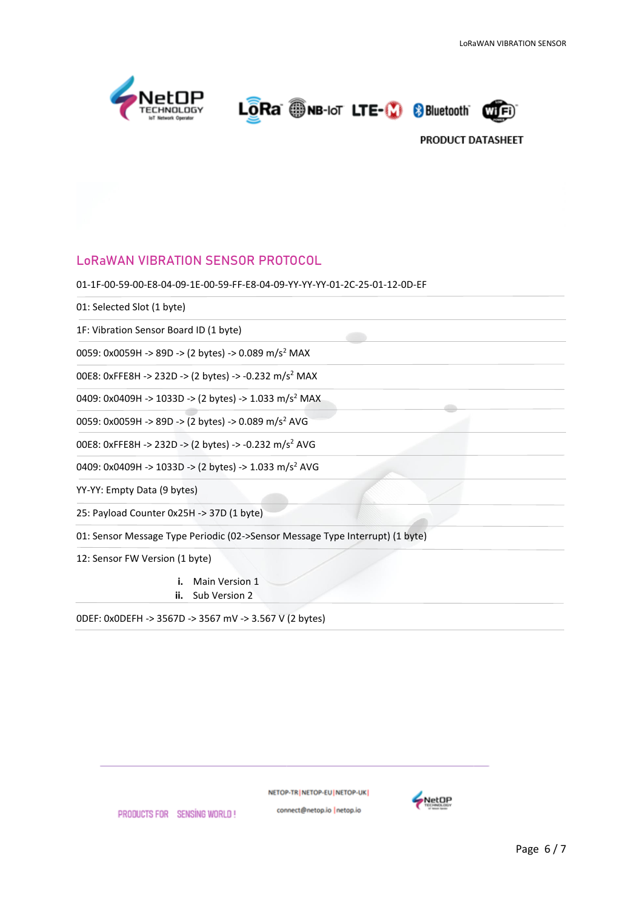## LoRaWAN VIBRATION SENSOR PROTOCOL

01-1F-00-59-00-E8-04-09-1E-00-59-FF-E8-04-09-YY-YY-YY-01-2C-25-01-12-0D-EF

01: Selected Slot (1 byte)

1F: Vibration Sensor Board ID (1 byte)

0059: 0x0059H -> 89D -> (2 bytes) -> 0.089 $m/s^2$ MAX

00E8: 0xFFE8H -> 232D -> (2 bytes) -> -0.232 $m/s^2$ MAX

0409: 0x0409H -> 1033D -> (2 bytes) -> 1.033 $m/s^2$ MAX

0059: 0x0059H -> 89D -> (2 bytes) -> 0.089 $m/s^2$ AVG

00E8: 0xFFE8H -> 232D -> (2 bytes) -> -0.232 $m/s^2$ AVG

0409: 0x0409H -> 1033D -> (2 bytes) -> 1.033 $m/s^2$ AVG

YY-YY: Empty Data (9 bytes)

25: Payload Counter 0x25H -> 37D (1 byte)

01: Sensor Message Type Periodic (02->Sensor Message Type Interrupt) (1 byte)

12: Sensor FW Version (1 byte)

i. Main Version 1
ii. Sub Version 2

0DEF: 0x0DEFH -> 3567D -> 3567 mV -> 3.567 V (2 bytes)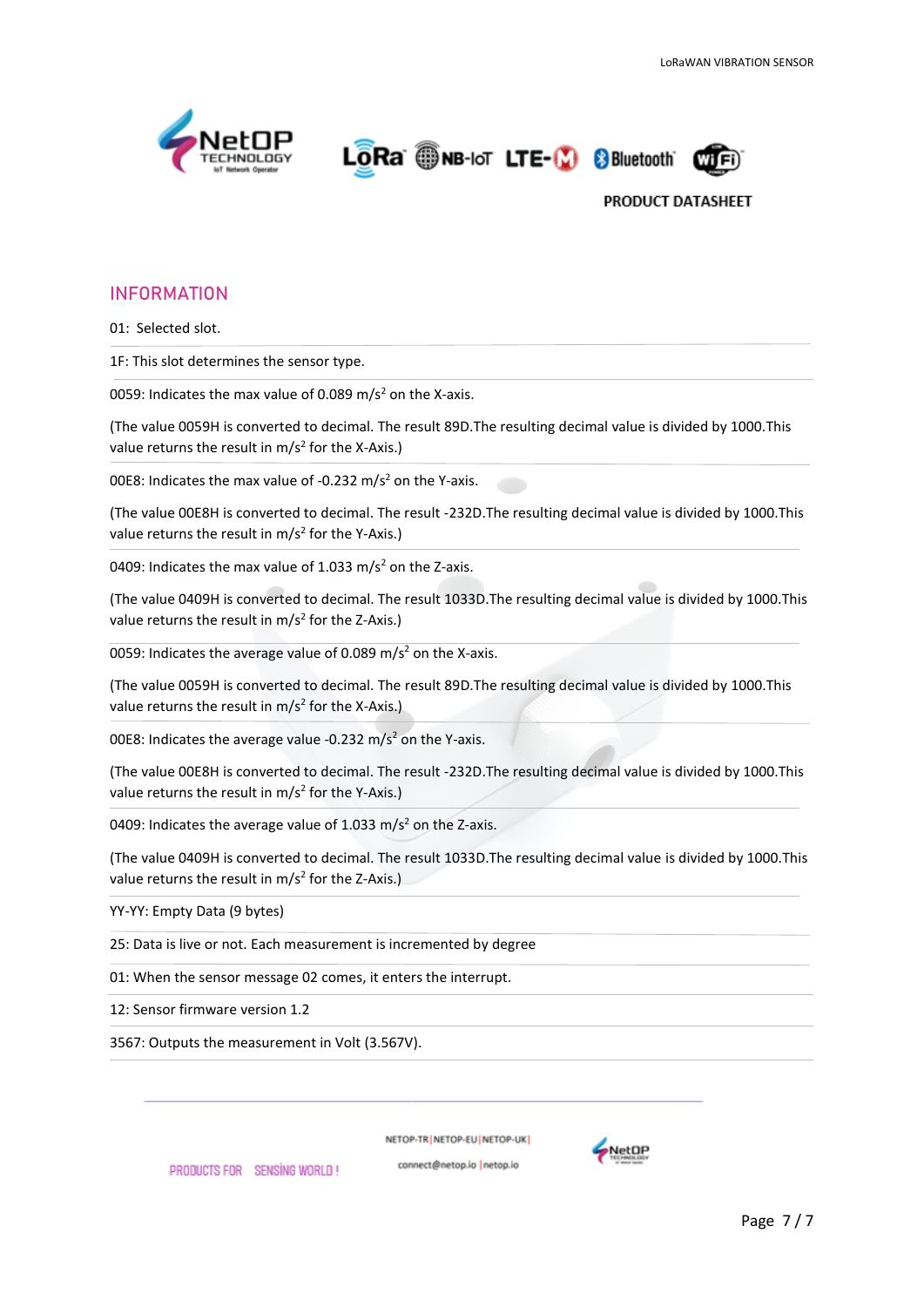## INFORMATION

01: Selected slot.

1F: This slot determines the sensor type.

0059: Indicates the max value of 0.089 m/s$^2$ on the X-axis.

(The value 0059H is converted to decimal. The result 89D.The resulting decimal value is divided by 1000.This value returns the result in m/s$^2$ for the X-Axis.)

00E8: Indicates the max value of -0.232 m/s$^2$ on the Y-axis.

(The value 00E8H is converted to decimal. The result -232D.The resulting decimal value is divided by 1000.This value returns the result in m/s$^2$ for the Y-Axis.)

0409: Indicates the max value of 1.033 m/s$^2$ on the Z-axis.

(The value 0409H is converted to decimal. The result 1033D.The resulting decimal value is divided by 1000.This value returns the result in m/s$^2$ for the Z-Axis.)

0059: Indicates the average value of 0.089 m/s$^2$ on the X-axis.

(The value 0059H is converted to decimal. The result 89D.The resulting decimal value is divided by 1000.This value returns the result in m/s$^2$ for the X-Axis.)

00E8: Indicates the average value -0.232 m/s$^2$ on the Y-axis.

(The value 00E8H is converted to decimal. The result -232D.The resulting decimal value is divided by 1000.This value returns the result in m/s$^2$ for the Y-Axis.)

0409: Indicates the average value of 1.033 m/s$^2$ on the Z-axis.

(The value 0409H is converted to decimal. The result 1033D.The resulting decimal value is divided by 1000.This value returns the result in m/s$^2$ for the Z-Axis.)

YY-YY: Empty Data (9 bytes)

25: Data is live or not. Each measurement is incremented by degree

01: When the sensor message 02 comes, it enters the interrupt.

12: Sensor firmware version 1.2

3567: Outputs the measurement in Volt (3.567V).